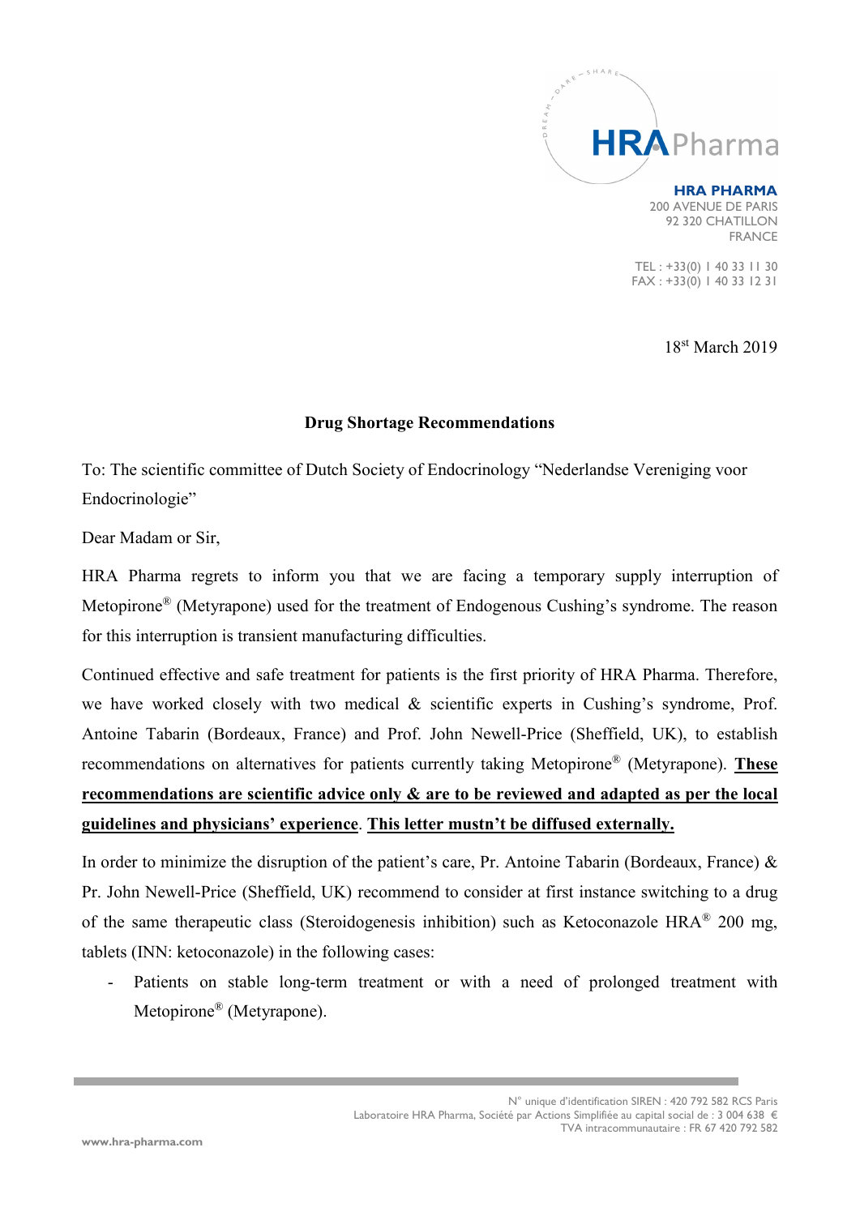**HRA PHARMA**
200 AVENUE DE PARIS
92 320 CHATILLON
FRANCE

TEL : +33(0) 1 40 33 11 30
FAX : +33(0) 1 40 33 12 31

18st March 2019

**Drug Shortage Recommendations**

To: The scientific committee of Dutch Society of Endocrinology "Nederlandse Vereniging voor Endocrinologie"

Dear Madam or Sir,

HRA Pharma regrets to inform you that we are facing a temporary supply interruption of Metopirone® (Metyrapone) used for the treatment of Endogenous Cushing's syndrome. The reason for this interruption is transient manufacturing difficulties.

Continued effective and safe treatment for patients is the first priority of HRA Pharma. Therefore, we have worked closely with two medical & scientific experts in Cushing's syndrome, Prof. Antoine Tabarin (Bordeaux, France) and Prof. John Newell-Price (Sheffield, UK), to establish recommendations on alternatives for patients currently taking Metopirone® (Metyrapone). **These recommendations are scientific advice only & are to be reviewed and adapted as per the local guidelines and physicians' experience**. **This letter mustn't be diffused externally.**

In order to minimize the disruption of the patient's care, Pr. Antoine Tabarin (Bordeaux, France) & Pr. John Newell-Price (Sheffield, UK) recommend to consider at first instance switching to a drug of the same therapeutic class (Steroidogenesis inhibition) such as Ketoconazole HRA® 200 mg, tablets (INN: ketoconazole) in the following cases:

- Patients on stable long-term treatment or with a need of prolonged treatment with Metopirone® (Metyrapone).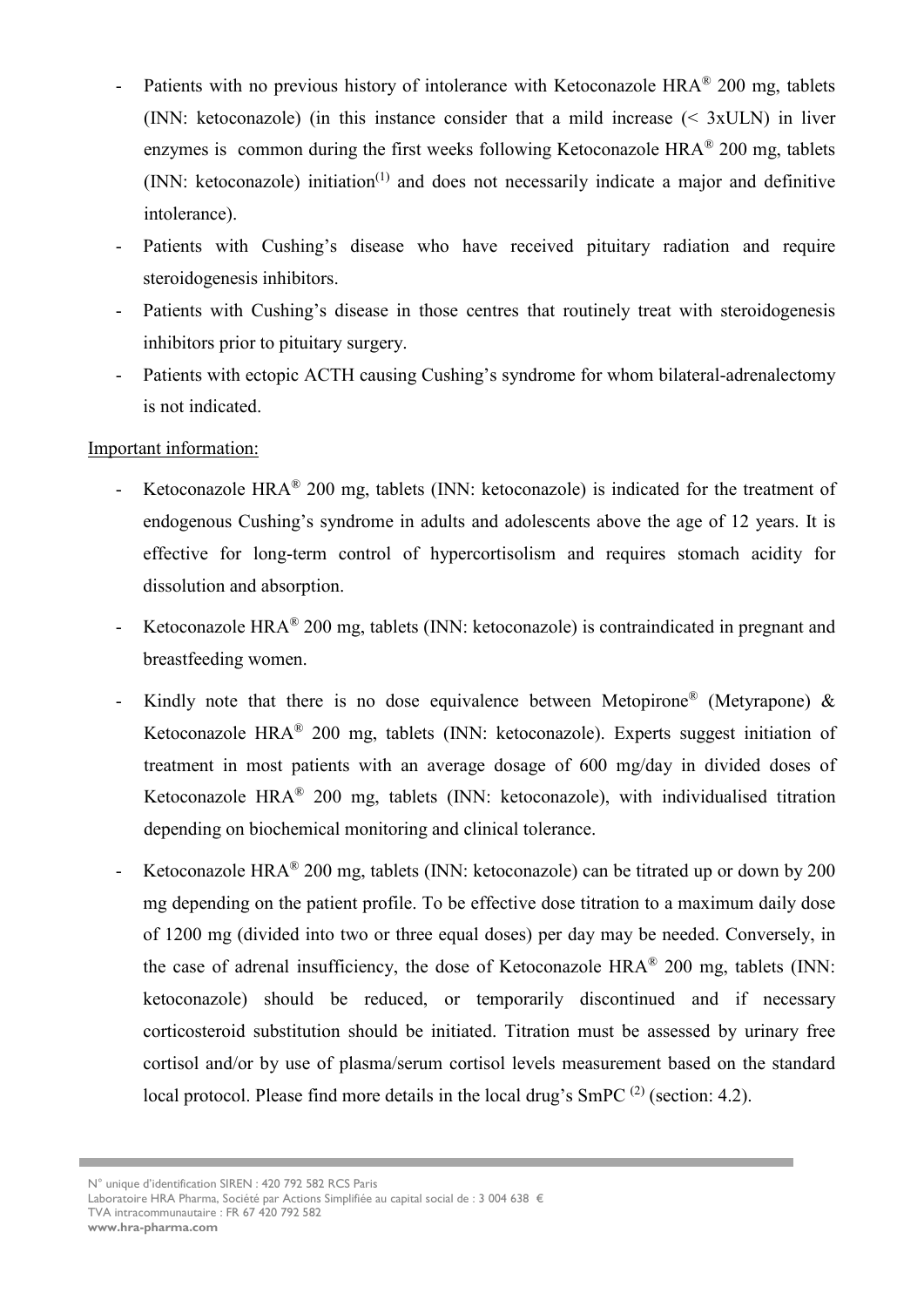- Patients with no previous history of intolerance with Ketoconazole HRA® 200 mg, tablets (INN: ketoconazole) (in this instance consider that a mild increase (< 3xULN) in liver enzymes is common during the first weeks following Ketoconazole HRA® 200 mg, tablets (INN: ketoconazole) initiation[1] and does not necessarily indicate a major and definitive intolerance).
- Patients with Cushing's disease who have received pituitary radiation and require steroidogenesis inhibitors.
- Patients with Cushing's disease in those centres that routinely treat with steroidogenesis inhibitors prior to pituitary surgery.
- Patients with ectopic ACTH causing Cushing's syndrome for whom bilateral-adrenalectomy is not indicated.

Important information:

- Ketoconazole HRA® 200 mg, tablets (INN: ketoconazole) is indicated for the treatment of endogenous Cushing's syndrome in adults and adolescents above the age of 12 years. It is effective for long-term control of hypercortisolism and requires stomach acidity for dissolution and absorption.
- Ketoconazole HRA® 200 mg, tablets (INN: ketoconazole) is contraindicated in pregnant and breastfeeding women.
- Kindly note that there is no dose equivalence between Metopirone® (Metyrapone) & Ketoconazole HRA® 200 mg, tablets (INN: ketoconazole). Experts suggest initiation of treatment in most patients with an average dosage of 600 mg/day in divided doses of Ketoconazole HRA® 200 mg, tablets (INN: ketoconazole), with individualised titration depending on biochemical monitoring and clinical tolerance.
- Ketoconazole HRA® 200 mg, tablets (INN: ketoconazole) can be titrated up or down by 200 mg depending on the patient profile. To be effective dose titration to a maximum daily dose of 1200 mg (divided into two or three equal doses) per day may be needed. Conversely, in the case of adrenal insufficiency, the dose of Ketoconazole HRA® 200 mg, tablets (INN: ketoconazole) should be reduced, or temporarily discontinued and if necessary corticosteroid substitution should be initiated. Titration must be assessed by urinary free cortisol and/or by use of plasma/serum cortisol levels measurement based on the standard local protocol. Please find more details in the local drug's SmPC [2] (section: 4.2).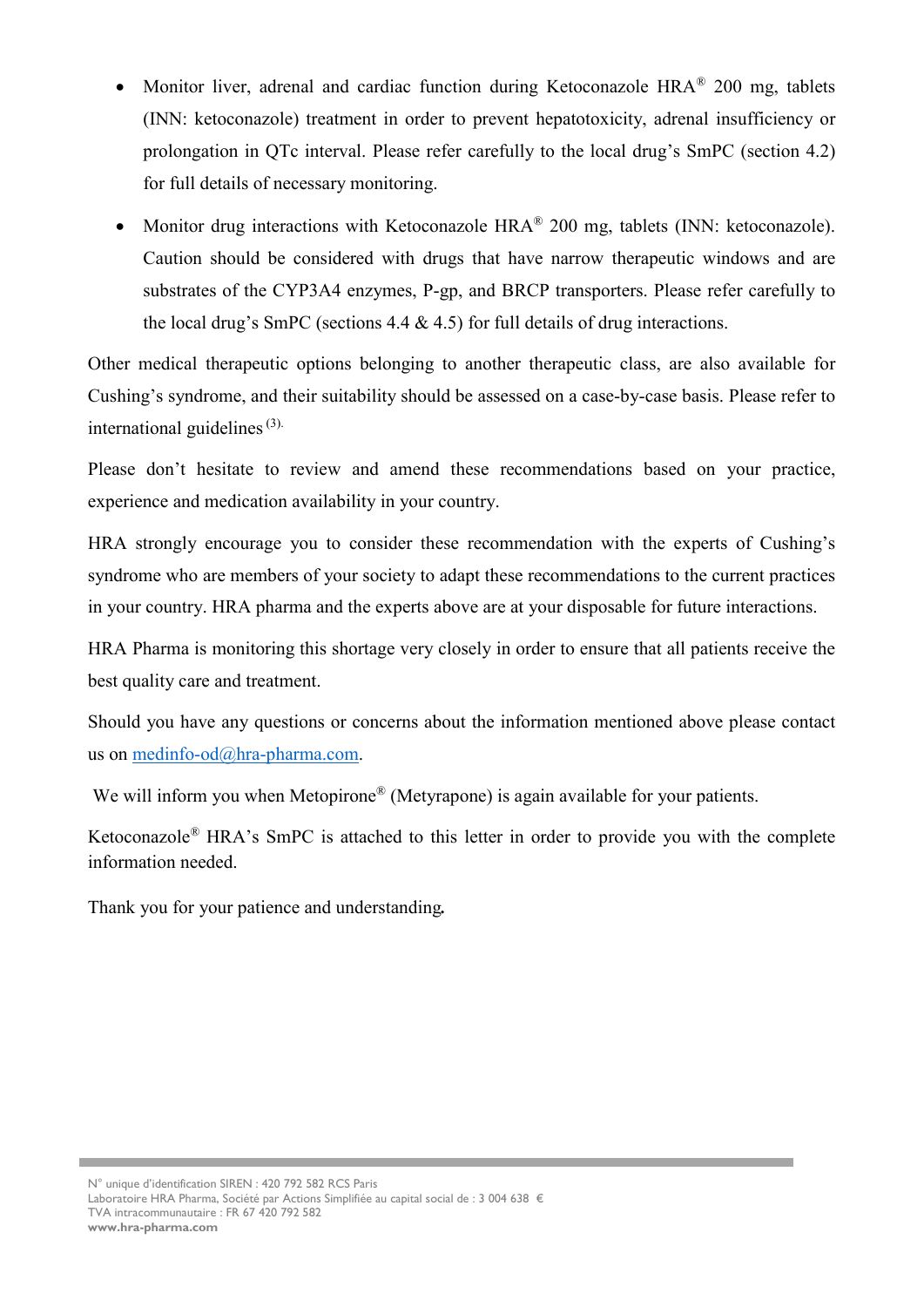- Monitor liver, adrenal and cardiac function during Ketoconazole HRA® 200 mg, tablets (INN: ketoconazole) treatment in order to prevent hepatotoxicity, adrenal insufficiency or prolongation in QTc interval. Please refer carefully to the local drug's SmPC (section 4.2) for full details of necessary monitoring.
- Monitor drug interactions with Ketoconazole HRA® 200 mg, tablets (INN: ketoconazole). Caution should be considered with drugs that have narrow therapeutic windows and are substrates of the CYP3A4 enzymes, P-gp, and BRCP transporters. Please refer carefully to the local drug's SmPC (sections 4.4 & 4.5) for full details of drug interactions.

Other medical therapeutic options belonging to another therapeutic class, are also available for Cushing's syndrome, and their suitability should be assessed on a case-by-case basis. Please refer to international guidelines [3].

Please don't hesitate to review and amend these recommendations based on your practice, experience and medication availability in your country.

HRA strongly encourage you to consider these recommendation with the experts of Cushing's syndrome who are members of your society to adapt these recommendations to the current practices in your country. HRA pharma and the experts above are at your disposable for future interactions.

HRA Pharma is monitoring this shortage very closely in order to ensure that all patients receive the best quality care and treatment.

Should you have any questions or concerns about the information mentioned above please contact us on medinfo-od@hra-pharma.com.

We will inform you when Metopirone® (Metyrapone) is again available for your patients.

Ketoconazole® HRA's SmPC is attached to this letter in order to provide you with the complete information needed.

Thank you for your patience and understanding**.**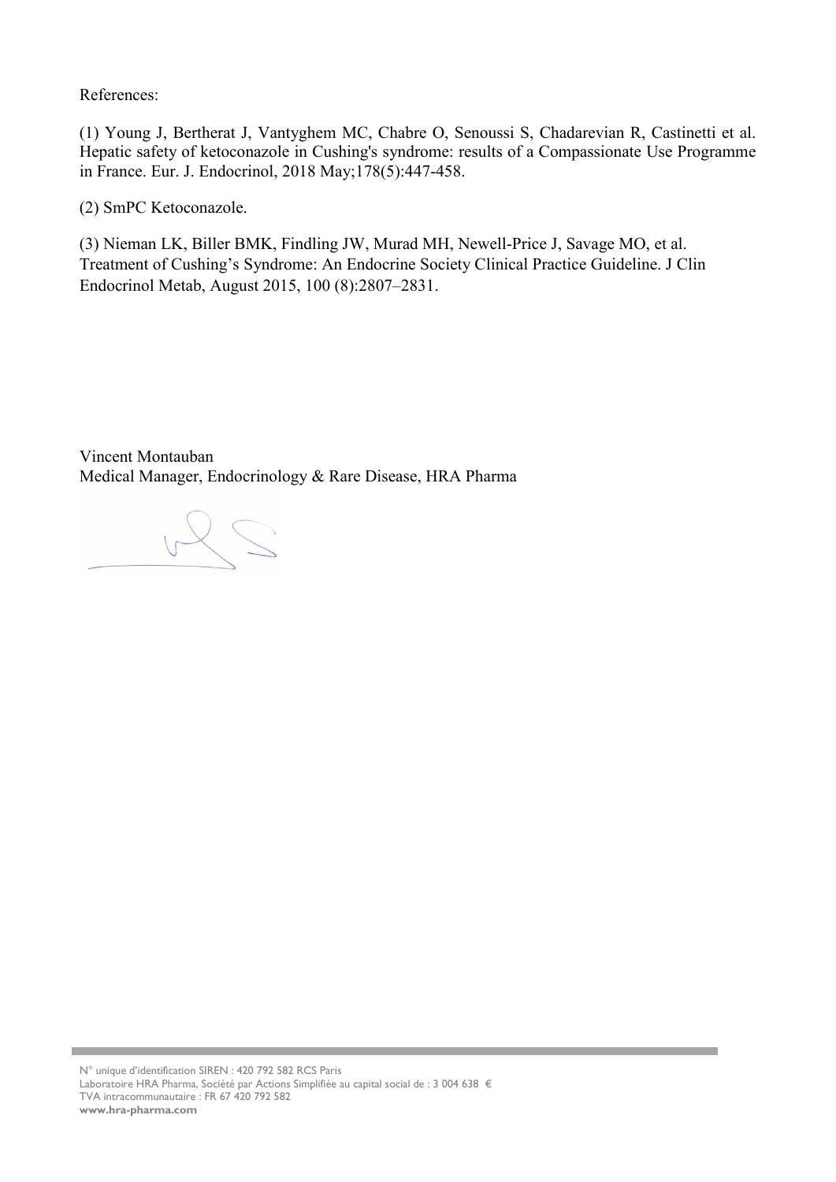References:

(1) Young J, Bertherat J, Vantyghem MC, Chabre O, Senoussi S, Chadarevian R, Castinetti et al. Hepatic safety of ketoconazole in Cushing's syndrome: results of a Compassionate Use Programme in France. Eur. J. Endocrinol, 2018 May;178(5):447-458.

(2) SmPC Ketoconazole.

(3) Nieman LK, Biller BMK, Findling JW, Murad MH, Newell-Price J, Savage MO, et al. Treatment of Cushing's Syndrome: An Endocrine Society Clinical Practice Guideline. J Clin Endocrinol Metab, August 2015, 100 (8):2807–2831.

Vincent Montauban
Medical Manager, Endocrinology & Rare Disease, HRA Pharma

N° unique d'identification SIREN : 420 792 582 RCS Paris
Laboratoire HRA Pharma, Société par Actions Simplifiée au capital social de : 3 004 638 €
TVA intracommunautaire : FR 67 420 792 582
**www.hra-pharma.com**